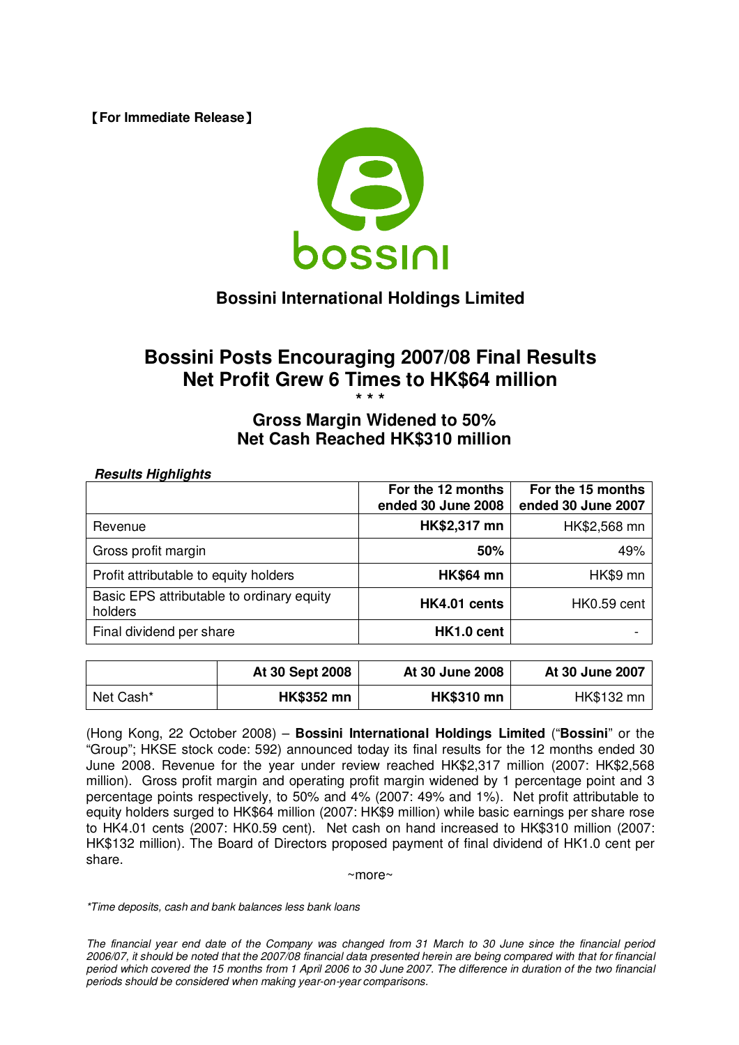【For Immediate Release】

bossini

# Bossini International Holdings Limited

# Bossini Posts Encouraging 2007/08 Final Results
# Net Profit Grew 6 Times to HK$64 million

\* \* \*

## Gross Margin Widened to 50%
## Net Cash Reached HK$310 million

***Results Highlights***

| | For the 12 months ended 30 June 2008 | For the 15 months ended 30 June 2007 |
|---|---|---|
| Revenue | **HK$2,317 mn** | HK$2,568 mn |
| Gross profit margin | **50%** | 49% |
| Profit attributable to equity holders | **HK$64 mn** | HK$9 mn |
| Basic EPS attributable to ordinary equity holders | **HK4.01 cents** | HK0.59 cent |
| Final dividend per share | **HK1.0 cent** | - |

| | At 30 Sept 2008 | At 30 June 2008 | At 30 June 2007 |
|---|---|---|---|
| Net Cash* | **HK$352 mn** | **HK$310 mn** | HK$132 mn |

(Hong Kong, 22 October 2008) – **Bossini International Holdings Limited** ("**Bossini**" or the "Group"; HKSE stock code: 592) announced today its final results for the 12 months ended 30 June 2008. Revenue for the year under review reached HK$2,317 million (2007: HK$2,568 million). Gross profit margin and operating profit margin widened by 1 percentage point and 3 percentage points respectively, to 50% and 4% (2007: 49% and 1%). Net profit attributable to equity holders surged to HK$64 million (2007: HK$9 million) while basic earnings per share rose to HK4.01 cents (2007: HK0.59 cent). Net cash on hand increased to HK$310 million (2007: HK$132 million). The Board of Directors proposed payment of final dividend of HK1.0 cent per share.

~more~

*\*Time deposits, cash and bank balances less bank loans*

*The financial year end date of the Company was changed from 31 March to 30 June since the financial period 2006/07, it should be noted that the 2007/08 financial data presented herein are being compared with that for financial period which covered the 15 months from 1 April 2006 to 30 June 2007. The difference in duration of the two financial periods should be considered when making year-on-year comparisons.*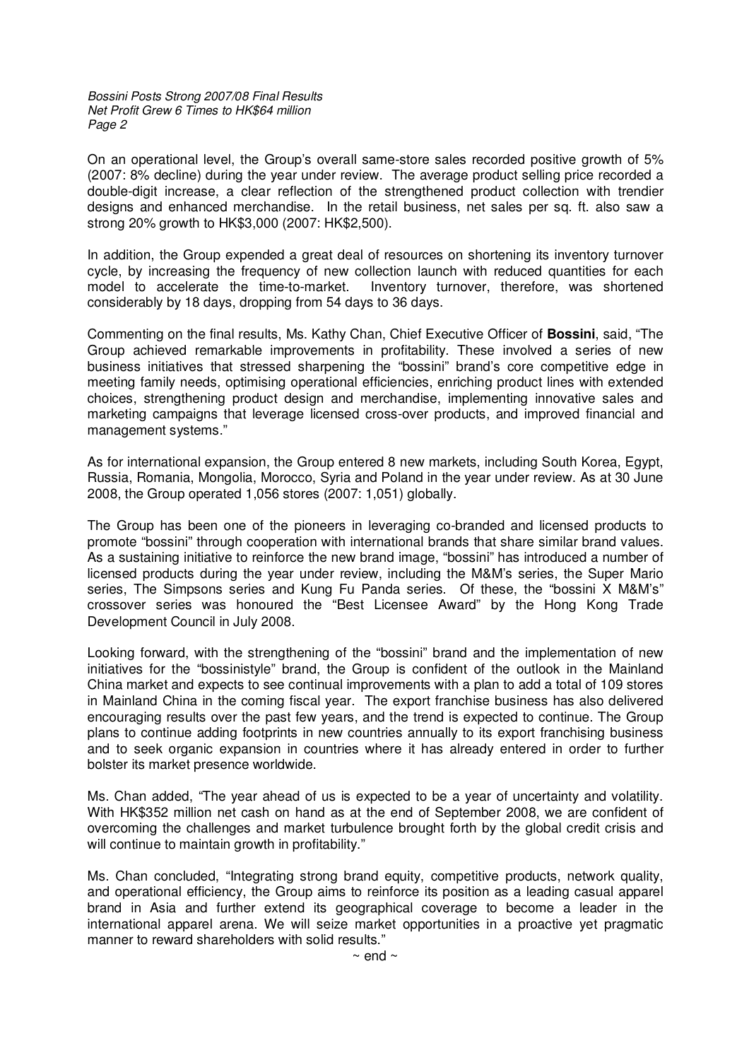On an operational level, the Group's overall same-store sales recorded positive growth of 5% (2007: 8% decline) during the year under review. The average product selling price recorded a double-digit increase, a clear reflection of the strengthened product collection with trendier designs and enhanced merchandise. In the retail business, net sales per sq. ft. also saw a strong 20% growth to HK$3,000 (2007: HK$2,500).

In addition, the Group expended a great deal of resources on shortening its inventory turnover cycle, by increasing the frequency of new collection launch with reduced quantities for each model to accelerate the time-to-market. Inventory turnover, therefore, was shortened considerably by 18 days, dropping from 54 days to 36 days.

Commenting on the final results, Ms. Kathy Chan, Chief Executive Officer of **Bossini**, said, "The Group achieved remarkable improvements in profitability. These involved a series of new business initiatives that stressed sharpening the "bossini" brand's core competitive edge in meeting family needs, optimising operational efficiencies, enriching product lines with extended choices, strengthening product design and merchandise, implementing innovative sales and marketing campaigns that leverage licensed cross-over products, and improved financial and management systems."

As for international expansion, the Group entered 8 new markets, including South Korea, Egypt, Russia, Romania, Mongolia, Morocco, Syria and Poland in the year under review. As at 30 June 2008, the Group operated 1,056 stores (2007: 1,051) globally.

The Group has been one of the pioneers in leveraging co-branded and licensed products to promote "bossini" through cooperation with international brands that share similar brand values. As a sustaining initiative to reinforce the new brand image, "bossini" has introduced a number of licensed products during the year under review, including the M&M's series, the Super Mario series, The Simpsons series and Kung Fu Panda series. Of these, the "bossini X M&M's" crossover series was honoured the "Best Licensee Award" by the Hong Kong Trade Development Council in July 2008.

Looking forward, with the strengthening of the "bossini" brand and the implementation of new initiatives for the "bossinistyle" brand, the Group is confident of the outlook in the Mainland China market and expects to see continual improvements with a plan to add a total of 109 stores in Mainland China in the coming fiscal year. The export franchise business has also delivered encouraging results over the past few years, and the trend is expected to continue. The Group plans to continue adding footprints in new countries annually to its export franchising business and to seek organic expansion in countries where it has already entered in order to further bolster its market presence worldwide.

Ms. Chan added, "The year ahead of us is expected to be a year of uncertainty and volatility. With HK$352 million net cash on hand as at the end of September 2008, we are confident of overcoming the challenges and market turbulence brought forth by the global credit crisis and will continue to maintain growth in profitability."

Ms. Chan concluded, "Integrating strong brand equity, competitive products, network quality, and operational efficiency, the Group aims to reinforce its position as a leading casual apparel brand in Asia and further extend its geographical coverage to become a leader in the international apparel arena. We will seize market opportunities in a proactive yet pragmatic manner to reward shareholders with solid results."

~ end ~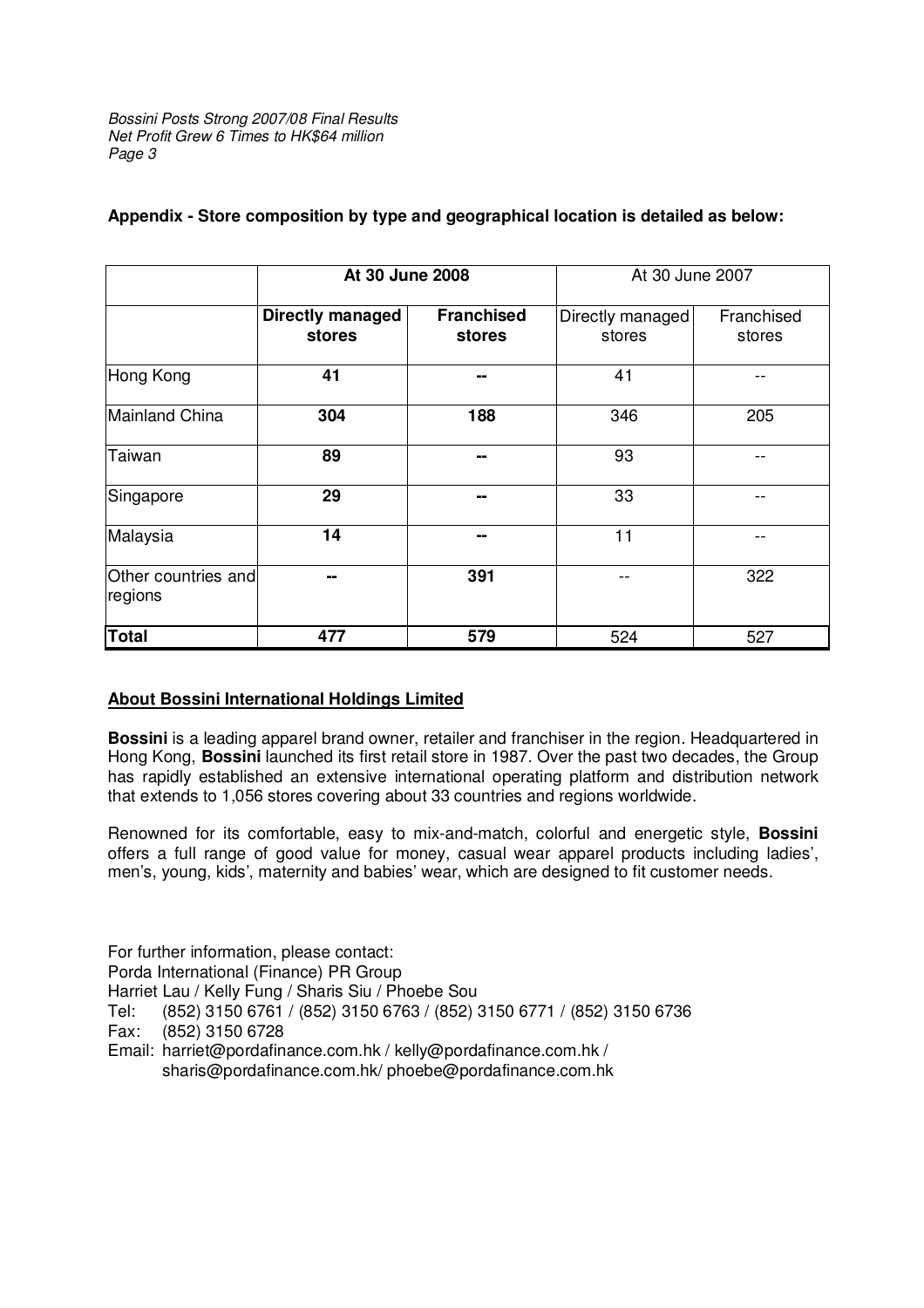**Appendix - Store composition by type and geographical location is detailed as below:**

| | **At 30 June 2008** | | At 30 June 2007 | |
|---|---|---|---|---|
| | **Directly managed stores** | **Franchised stores** | Directly managed stores | Franchised stores |
| Hong Kong | **41** | **--** | 41 | -- |
| Mainland China | **304** | **188** | 346 | 205 |
| Taiwan | **89** | **--** | 93 | -- |
| Singapore | **29** | **--** | 33 | -- |
| Malaysia | **14** | **--** | 11 | -- |
| Other countries and regions | **--** | **391** | -- | 322 |
| **Total** | **477** | **579** | 524 | 527 |

## **About Bossini International Holdings Limited**

**Bossini** is a leading apparel brand owner, retailer and franchiser in the region. Headquartered in Hong Kong, **Bossini** launched its first retail store in 1987. Over the past two decades, the Group has rapidly established an extensive international operating platform and distribution network that extends to 1,056 stores covering about 33 countries and regions worldwide.

Renowned for its comfortable, easy to mix-and-match, colorful and energetic style, **Bossini** offers a full range of good value for money, casual wear apparel products including ladies', men's, young, kids', maternity and babies' wear, which are designed to fit customer needs.

For further information, please contact:
Porda International (Finance) PR Group
Harriet Lau / Kelly Fung / Sharis Siu / Phoebe Sou
Tel: (852) 3150 6761 / (852) 3150 6763 / (852) 3150 6771 / (852) 3150 6736
Fax: (852) 3150 6728
Email: harriet@pordafinance.com.hk / kelly@pordafinance.com.hk / sharis@pordafinance.com.hk/ phoebe@pordafinance.com.hk